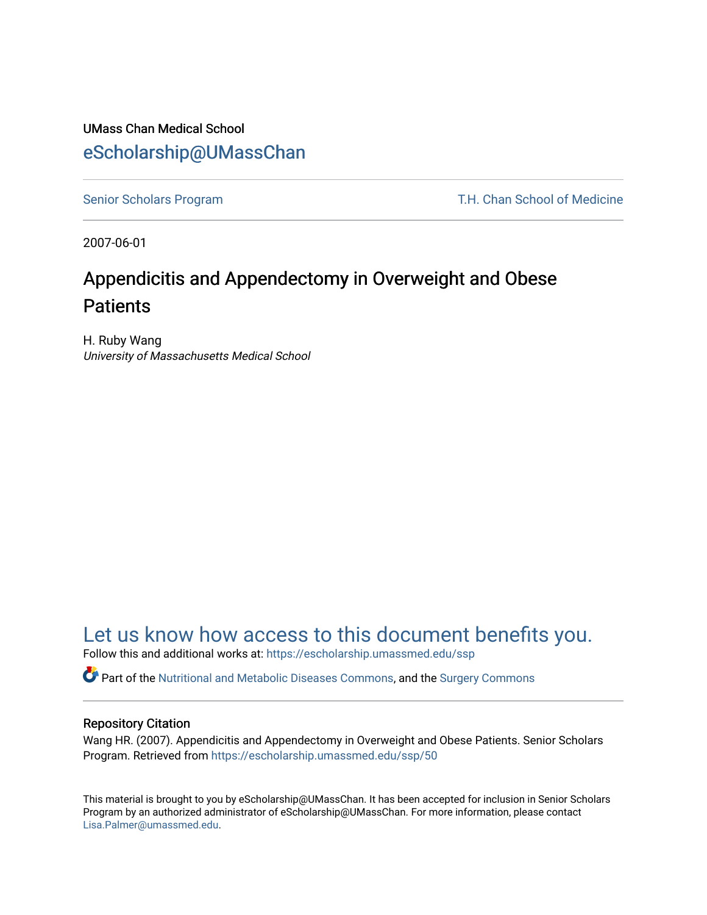UMass Chan Medical School

eScholarship@UMassChan

Senior Scholars Program | T.H. Chan School of Medicine

2007-06-01

# Appendicitis and Appendectomy in Overweight and Obese Patients

H. Ruby Wang
*University of Massachusetts Medical School*

Let us know how access to this document benefits you.

Follow this and additional works at: https://escholarship.umassmed.edu/ssp

Part of the Nutritional and Metabolic Diseases Commons, and the Surgery Commons

## Repository Citation

Wang HR. (2007). Appendicitis and Appendectomy in Overweight and Obese Patients. Senior Scholars Program. Retrieved from https://escholarship.umassmed.edu/ssp/50

This material is brought to you by eScholarship@UMassChan. It has been accepted for inclusion in Senior Scholars Program by an authorized administrator of eScholarship@UMassChan. For more information, please contact Lisa.Palmer@umassmed.edu.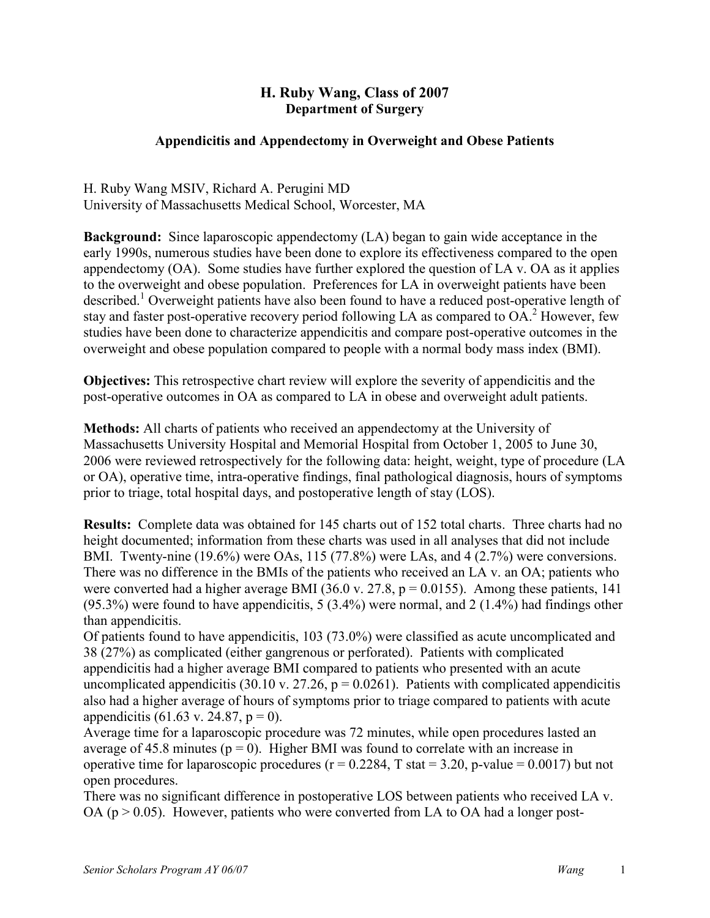## H. Ruby Wang, Class of 2007
### Department of Surgery

### Appendicitis and Appendectomy in Overweight and Obese Patients

H. Ruby Wang MSIV, Richard A. Perugini MD
University of Massachusetts Medical School, Worcester, MA

**Background:** Since laparoscopic appendectomy (LA) began to gain wide acceptance in the early 1990s, numerous studies have been done to explore its effectiveness compared to the open appendectomy (OA). Some studies have further explored the question of LA v. OA as it applies to the overweight and obese population. Preferences for LA in overweight patients have been described.[1] Overweight patients have also been found to have a reduced post-operative length of stay and faster post-operative recovery period following LA as compared to OA.[2] However, few studies have been done to characterize appendicitis and compare post-operative outcomes in the overweight and obese population compared to people with a normal body mass index (BMI).

**Objectives:** This retrospective chart review will explore the severity of appendicitis and the post-operative outcomes in OA as compared to LA in obese and overweight adult patients.

**Methods:** All charts of patients who received an appendectomy at the University of Massachusetts University Hospital and Memorial Hospital from October 1, 2005 to June 30, 2006 were reviewed retrospectively for the following data: height, weight, type of procedure (LA or OA), operative time, intra-operative findings, final pathological diagnosis, hours of symptoms prior to triage, total hospital days, and postoperative length of stay (LOS).

**Results:** Complete data was obtained for 145 charts out of 152 total charts. Three charts had no height documented; information from these charts was used in all analyses that did not include BMI. Twenty-nine (19.6%) were OAs, 115 (77.8%) were LAs, and 4 (2.7%) were conversions. There was no difference in the BMIs of the patients who received an LA v. an OA; patients who were converted had a higher average BMI (36.0 v. 27.8, $p = 0.0155$). Among these patients, 141 (95.3%) were found to have appendicitis, 5 (3.4%) were normal, and 2 (1.4%) had findings other than appendicitis.
Of patients found to have appendicitis, 103 (73.0%) were classified as acute uncomplicated and 38 (27%) as complicated (either gangrenous or perforated). Patients with complicated appendicitis had a higher average BMI compared to patients who presented with an acute uncomplicated appendicitis (30.10 v. 27.26, $p = 0.0261$). Patients with complicated appendicitis also had a higher average of hours of symptoms prior to triage compared to patients with acute appendicitis (61.63 v. 24.87, $p = 0$).
Average time for a laparoscopic procedure was 72 minutes, while open procedures lasted an average of 45.8 minutes ($p = 0$). Higher BMI was found to correlate with an increase in operative time for laparoscopic procedures ($r = 0.2284$, T stat = 3.20, p-value = 0.0017) but not open procedures.
There was no significant difference in postoperative LOS between patients who received LA v. OA ($p > 0.05$). However, patients who were converted from LA to OA had a longer post-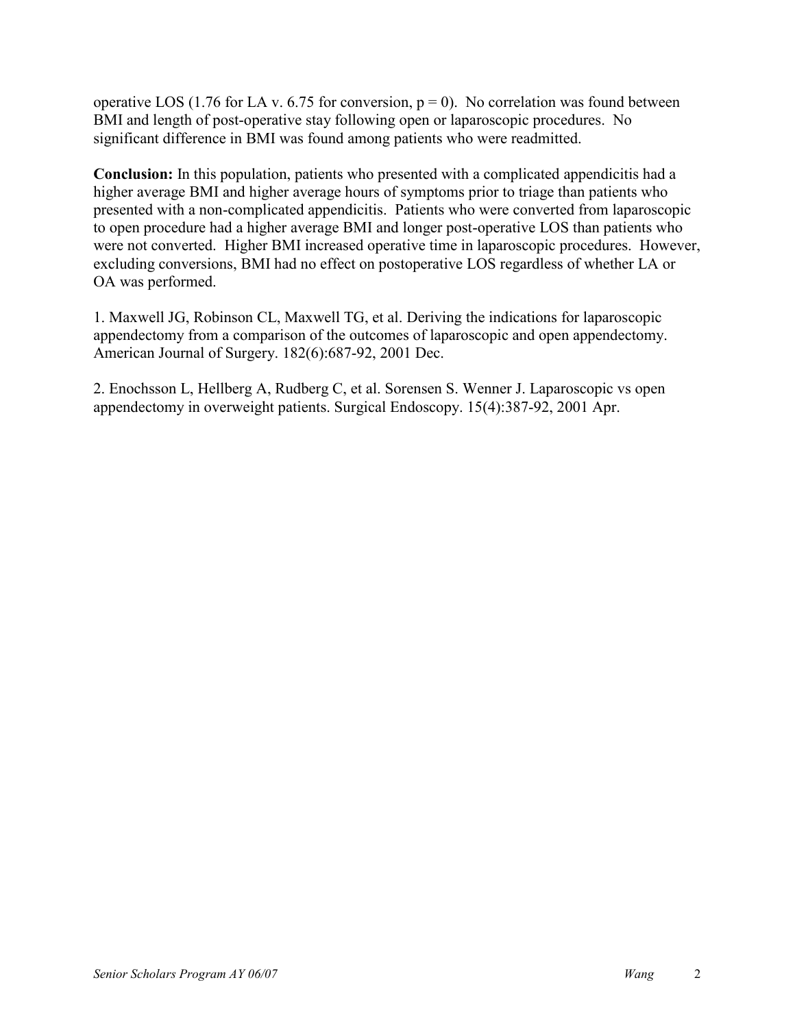operative LOS (1.76 for LA v. 6.75 for conversion, $p = 0$). No correlation was found between BMI and length of post-operative stay following open or laparoscopic procedures. No significant difference in BMI was found among patients who were readmitted.

**Conclusion:** In this population, patients who presented with a complicated appendicitis had a higher average BMI and higher average hours of symptoms prior to triage than patients who presented with a non-complicated appendicitis. Patients who were converted from laparoscopic to open procedure had a higher average BMI and longer post-operative LOS than patients who were not converted. Higher BMI increased operative time in laparoscopic procedures. However, excluding conversions, BMI had no effect on postoperative LOS regardless of whether LA or OA was performed.

1. Maxwell JG, Robinson CL, Maxwell TG, et al. Deriving the indications for laparoscopic appendectomy from a comparison of the outcomes of laparoscopic and open appendectomy. American Journal of Surgery. 182(6):687-92, 2001 Dec.

2. Enochsson L, Hellberg A, Rudberg C, et al. Sorensen S. Wenner J. Laparoscopic vs open appendectomy in overweight patients. Surgical Endoscopy. 15(4):387-92, 2001 Apr.